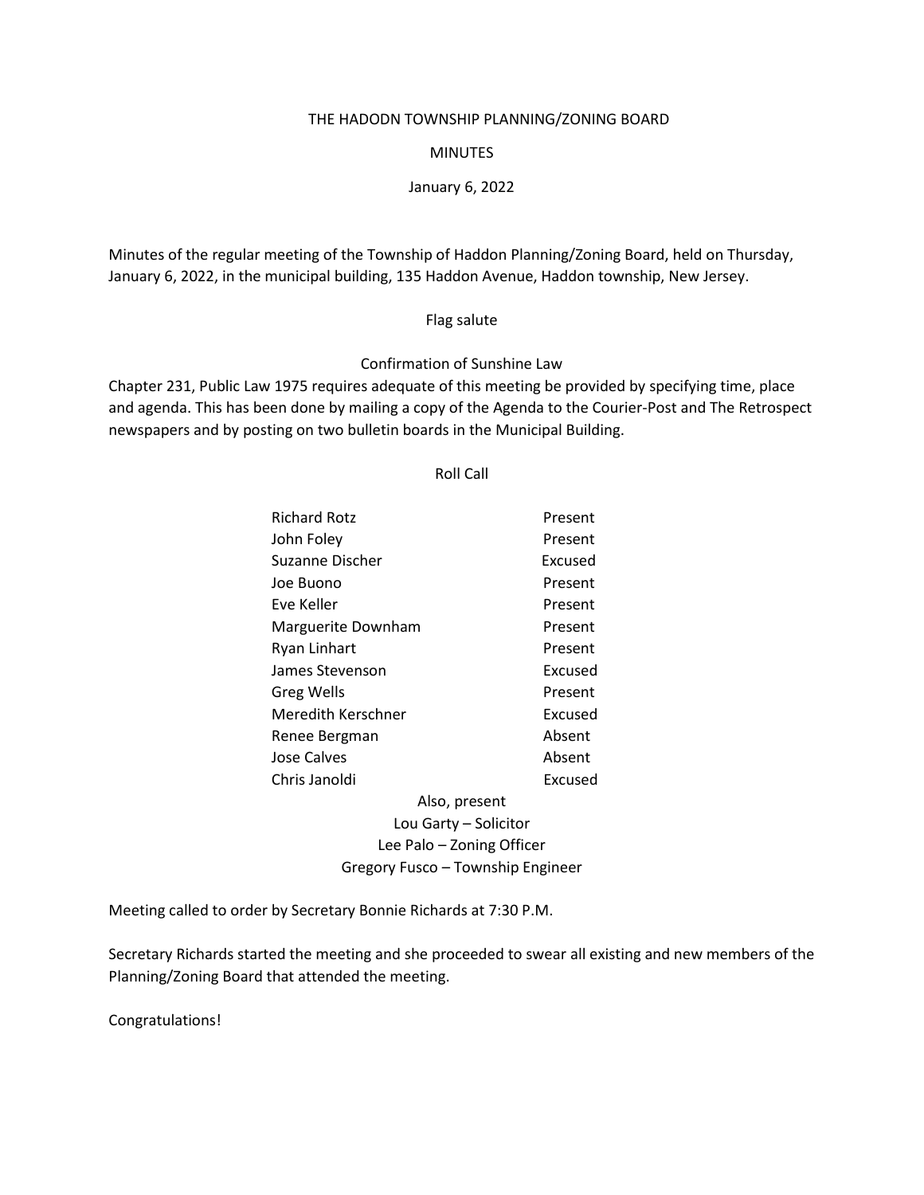# THE HADODN TOWNSHIP PLANNING/ZONING BOARD

## MINUTES

January 6, 2022

Minutes of the regular meeting of the Township of Haddon Planning/Zoning Board, held on Thursday, January 6, 2022, in the municipal building, 135 Haddon Avenue, Haddon township, New Jersey.

Flag salute

Confirmation of Sunshine Law

Chapter 231, Public Law 1975 requires adequate of this meeting be provided by specifying time, place and agenda. This has been done by mailing a copy of the Agenda to the Courier-Post and The Retrospect newspapers and by posting on two bulletin boards in the Municipal Building.

Roll Call

| | |
|---|---|
| Richard Rotz | Present |
| John Foley | Present |
| Suzanne Discher | Excused |
| Joe Buono | Present |
| Eve Keller | Present |
| Marguerite Downham | Present |
| Ryan Linhart | Present |
| James Stevenson | Excused |
| Greg Wells | Present |
| Meredith Kerschner | Excused |
| Renee Bergman | Absent |
| Jose Calves | Absent |
| Chris Janoldi | Excused |

Also, present

Lou Garty – Solicitor

Lee Palo – Zoning Officer

Gregory Fusco – Township Engineer

Meeting called to order by Secretary Bonnie Richards at 7:30 P.M.

Secretary Richards started the meeting and she proceeded to swear all existing and new members of the Planning/Zoning Board that attended the meeting.

Congratulations!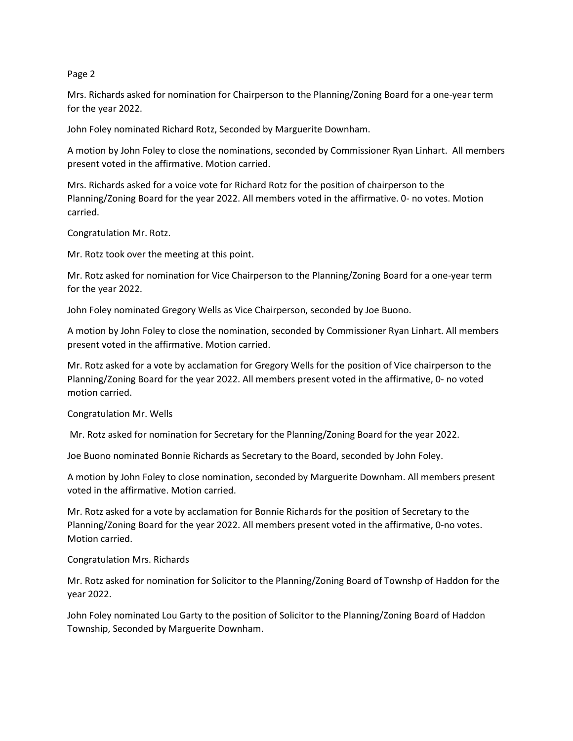Mrs. Richards asked for nomination for Chairperson to the Planning/Zoning Board for a one-year term for the year 2022.

John Foley nominated Richard Rotz, Seconded by Marguerite Downham.

A motion by John Foley to close the nominations, seconded by Commissioner Ryan Linhart. All members present voted in the affirmative. Motion carried.

Mrs. Richards asked for a voice vote for Richard Rotz for the position of chairperson to the Planning/Zoning Board for the year 2022. All members voted in the affirmative. 0- no votes. Motion carried.

Congratulation Mr. Rotz.

Mr. Rotz took over the meeting at this point.

Mr. Rotz asked for nomination for Vice Chairperson to the Planning/Zoning Board for a one-year term for the year 2022.

John Foley nominated Gregory Wells as Vice Chairperson, seconded by Joe Buono.

A motion by John Foley to close the nomination, seconded by Commissioner Ryan Linhart. All members present voted in the affirmative. Motion carried.

Mr. Rotz asked for a vote by acclamation for Gregory Wells for the position of Vice chairperson to the Planning/Zoning Board for the year 2022. All members present voted in the affirmative, 0- no voted motion carried.

Congratulation Mr. Wells

Mr. Rotz asked for nomination for Secretary for the Planning/Zoning Board for the year 2022.

Joe Buono nominated Bonnie Richards as Secretary to the Board, seconded by John Foley.

A motion by John Foley to close nomination, seconded by Marguerite Downham. All members present voted in the affirmative. Motion carried.

Mr. Rotz asked for a vote by acclamation for Bonnie Richards for the position of Secretary to the Planning/Zoning Board for the year 2022. All members present voted in the affirmative, 0-no votes. Motion carried.

Congratulation Mrs. Richards

Mr. Rotz asked for nomination for Solicitor to the Planning/Zoning Board of Townshp of Haddon for the year 2022.

John Foley nominated Lou Garty to the position of Solicitor to the Planning/Zoning Board of Haddon Township, Seconded by Marguerite Downham.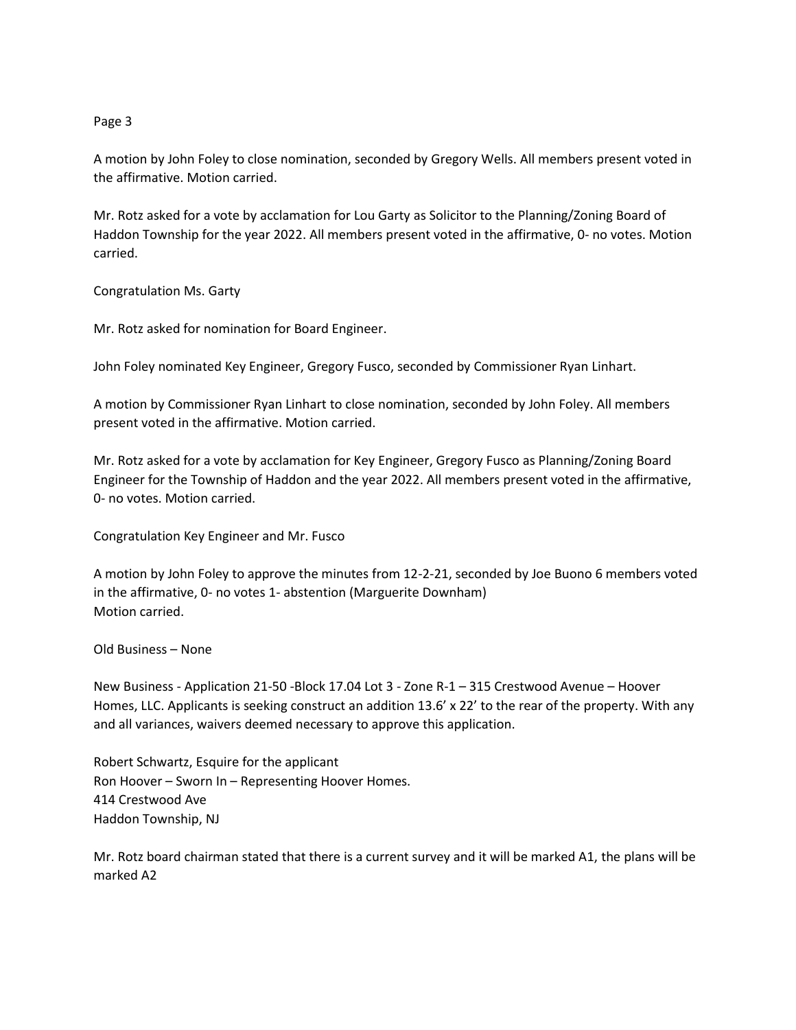A motion by John Foley to close nomination, seconded by Gregory Wells. All members present voted in the affirmative. Motion carried.

Mr. Rotz asked for a vote by acclamation for Lou Garty as Solicitor to the Planning/Zoning Board of Haddon Township for the year 2022. All members present voted in the affirmative, 0- no votes. Motion carried.

Congratulation Ms. Garty

Mr. Rotz asked for nomination for Board Engineer.

John Foley nominated Key Engineer, Gregory Fusco, seconded by Commissioner Ryan Linhart.

A motion by Commissioner Ryan Linhart to close nomination, seconded by John Foley. All members present voted in the affirmative. Motion carried.

Mr. Rotz asked for a vote by acclamation for Key Engineer, Gregory Fusco as Planning/Zoning Board Engineer for the Township of Haddon and the year 2022. All members present voted in the affirmative, 0- no votes. Motion carried.

Congratulation Key Engineer and Mr. Fusco

A motion by John Foley to approve the minutes from 12-2-21, seconded by Joe Buono 6 members voted in the affirmative, 0- no votes 1- abstention (Marguerite Downham)
Motion carried.

Old Business – None

New Business - Application 21-50 -Block 17.04 Lot 3 - Zone R-1 – 315 Crestwood Avenue – Hoover Homes, LLC. Applicants is seeking construct an addition 13.6' x 22' to the rear of the property. With any and all variances, waivers deemed necessary to approve this application.

Robert Schwartz, Esquire for the applicant
Ron Hoover – Sworn In – Representing Hoover Homes.
414 Crestwood Ave
Haddon Township, NJ

Mr. Rotz board chairman stated that there is a current survey and it will be marked A1, the plans will be marked A2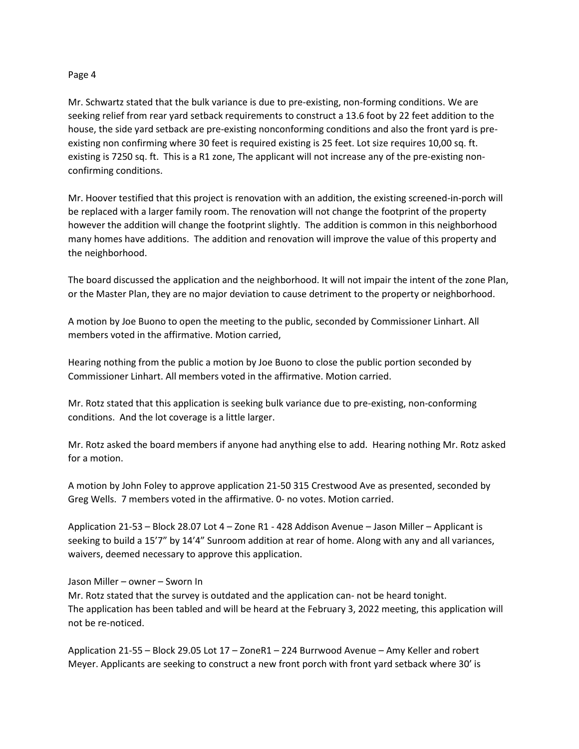Mr. Schwartz stated that the bulk variance is due to pre-existing, non-forming conditions. We are seeking relief from rear yard setback requirements to construct a 13.6 foot by 22 feet addition to the house, the side yard setback are pre-existing nonconforming conditions and also the front yard is pre-existing non confirming where 30 feet is required existing is 25 feet. Lot size requires 10,00 sq. ft. existing is 7250 sq. ft. This is a R1 zone, The applicant will not increase any of the pre-existing non-confirming conditions.

Mr. Hoover testified that this project is renovation with an addition, the existing screened-in-porch will be replaced with a larger family room. The renovation will not change the footprint of the property however the addition will change the footprint slightly. The addition is common in this neighborhood many homes have additions. The addition and renovation will improve the value of this property and the neighborhood.

The board discussed the application and the neighborhood. It will not impair the intent of the zone Plan, or the Master Plan, they are no major deviation to cause detriment to the property or neighborhood.

A motion by Joe Buono to open the meeting to the public, seconded by Commissioner Linhart. All members voted in the affirmative. Motion carried,

Hearing nothing from the public a motion by Joe Buono to close the public portion seconded by Commissioner Linhart. All members voted in the affirmative. Motion carried.

Mr. Rotz stated that this application is seeking bulk variance due to pre-existing, non-conforming conditions. And the lot coverage is a little larger.

Mr. Rotz asked the board members if anyone had anything else to add. Hearing nothing Mr. Rotz asked for a motion.

A motion by John Foley to approve application 21-50 315 Crestwood Ave as presented, seconded by Greg Wells. 7 members voted in the affirmative. 0- no votes. Motion carried.

Application 21-53 – Block 28.07 Lot 4 – Zone R1 - 428 Addison Avenue – Jason Miller – Applicant is seeking to build a 15'7" by 14'4" Sunroom addition at rear of home. Along with any and all variances, waivers, deemed necessary to approve this application.

Jason Miller – owner – Sworn In
Mr. Rotz stated that the survey is outdated and the application can- not be heard tonight.
The application has been tabled and will be heard at the February 3, 2022 meeting, this application will not be re-noticed.

Application 21-55 – Block 29.05 Lot 17 – ZoneR1 – 224 Burrwood Avenue – Amy Keller and robert Meyer. Applicants are seeking to construct a new front porch with front yard setback where 30' is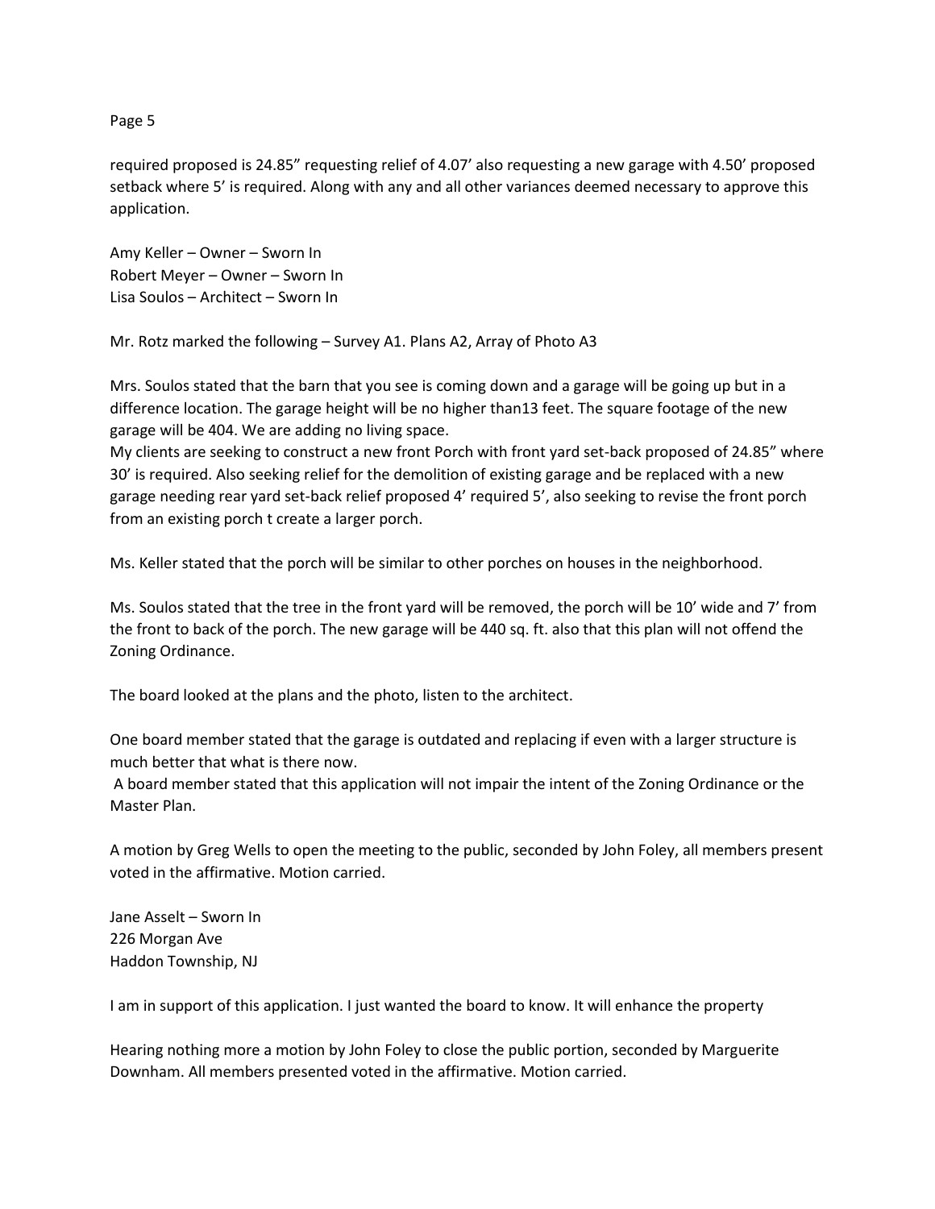required proposed is 24.85" requesting relief of 4.07' also requesting a new garage with 4.50' proposed setback where 5' is required. Along with any and all other variances deemed necessary to approve this application.

Amy Keller – Owner – Sworn In
Robert Meyer – Owner – Sworn In
Lisa Soulos – Architect – Sworn In

Mr. Rotz marked the following – Survey A1. Plans A2, Array of Photo A3

Mrs. Soulos stated that the barn that you see is coming down and a garage will be going up but in a difference location. The garage height will be no higher than13 feet. The square footage of the new garage will be 404. We are adding no living space.
My clients are seeking to construct a new front Porch with front yard set-back proposed of 24.85" where 30' is required. Also seeking relief for the demolition of existing garage and be replaced with a new garage needing rear yard set-back relief proposed 4' required 5', also seeking to revise the front porch from an existing porch t create a larger porch.

Ms. Keller stated that the porch will be similar to other porches on houses in the neighborhood.

Ms. Soulos stated that the tree in the front yard will be removed, the porch will be 10' wide and 7' from the front to back of the porch. The new garage will be 440 sq. ft. also that this plan will not offend the Zoning Ordinance.

The board looked at the plans and the photo, listen to the architect.

One board member stated that the garage is outdated and replacing if even with a larger structure is much better that what is there now.
A board member stated that this application will not impair the intent of the Zoning Ordinance or the Master Plan.

A motion by Greg Wells to open the meeting to the public, seconded by John Foley, all members present voted in the affirmative. Motion carried.

Jane Asselt – Sworn In
226 Morgan Ave
Haddon Township, NJ

I am in support of this application. I just wanted the board to know. It will enhance the property

Hearing nothing more a motion by John Foley to close the public portion, seconded by Marguerite Downham. All members presented voted in the affirmative. Motion carried.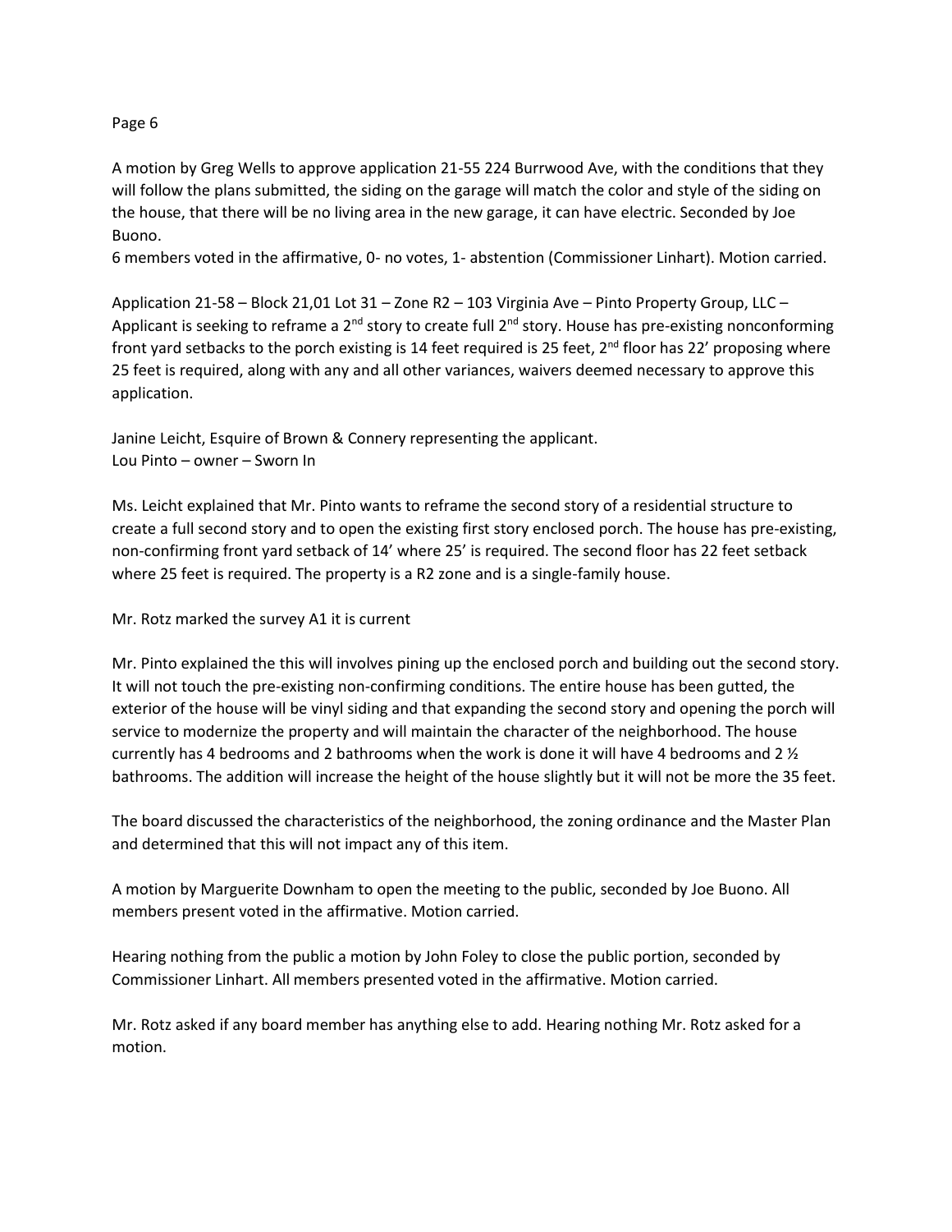A motion by Greg Wells to approve application 21-55 224 Burrwood Ave, with the conditions that they will follow the plans submitted, the siding on the garage will match the color and style of the siding on the house, that there will be no living area in the new garage, it can have electric. Seconded by Joe Buono.

6 members voted in the affirmative, 0- no votes, 1- abstention (Commissioner Linhart). Motion carried.

Application 21-58 – Block 21,01 Lot 31 – Zone R2 – 103 Virginia Ave – Pinto Property Group, LLC – Applicant is seeking to reframe a 2nd story to create full 2nd story. House has pre-existing nonconforming front yard setbacks to the porch existing is 14 feet required is 25 feet, 2nd floor has 22' proposing where 25 feet is required, along with any and all other variances, waivers deemed necessary to approve this application.

Janine Leicht, Esquire of Brown & Connery representing the applicant.
Lou Pinto – owner – Sworn In

Ms. Leicht explained that Mr. Pinto wants to reframe the second story of a residential structure to create a full second story and to open the existing first story enclosed porch. The house has pre-existing, non-confirming front yard setback of 14' where 25' is required. The second floor has 22 feet setback where 25 feet is required. The property is a R2 zone and is a single-family house.

Mr. Rotz marked the survey A1 it is current

Mr. Pinto explained the this will involves pining up the enclosed porch and building out the second story. It will not touch the pre-existing non-confirming conditions. The entire house has been gutted, the exterior of the house will be vinyl siding and that expanding the second story and opening the porch will service to modernize the property and will maintain the character of the neighborhood. The house currently has 4 bedrooms and 2 bathrooms when the work is done it will have 4 bedrooms and 2 ½ bathrooms. The addition will increase the height of the house slightly but it will not be more the 35 feet.

The board discussed the characteristics of the neighborhood, the zoning ordinance and the Master Plan and determined that this will not impact any of this item.

A motion by Marguerite Downham to open the meeting to the public, seconded by Joe Buono. All members present voted in the affirmative. Motion carried.

Hearing nothing from the public a motion by John Foley to close the public portion, seconded by Commissioner Linhart. All members presented voted in the affirmative. Motion carried.

Mr. Rotz asked if any board member has anything else to add. Hearing nothing Mr. Rotz asked for a motion.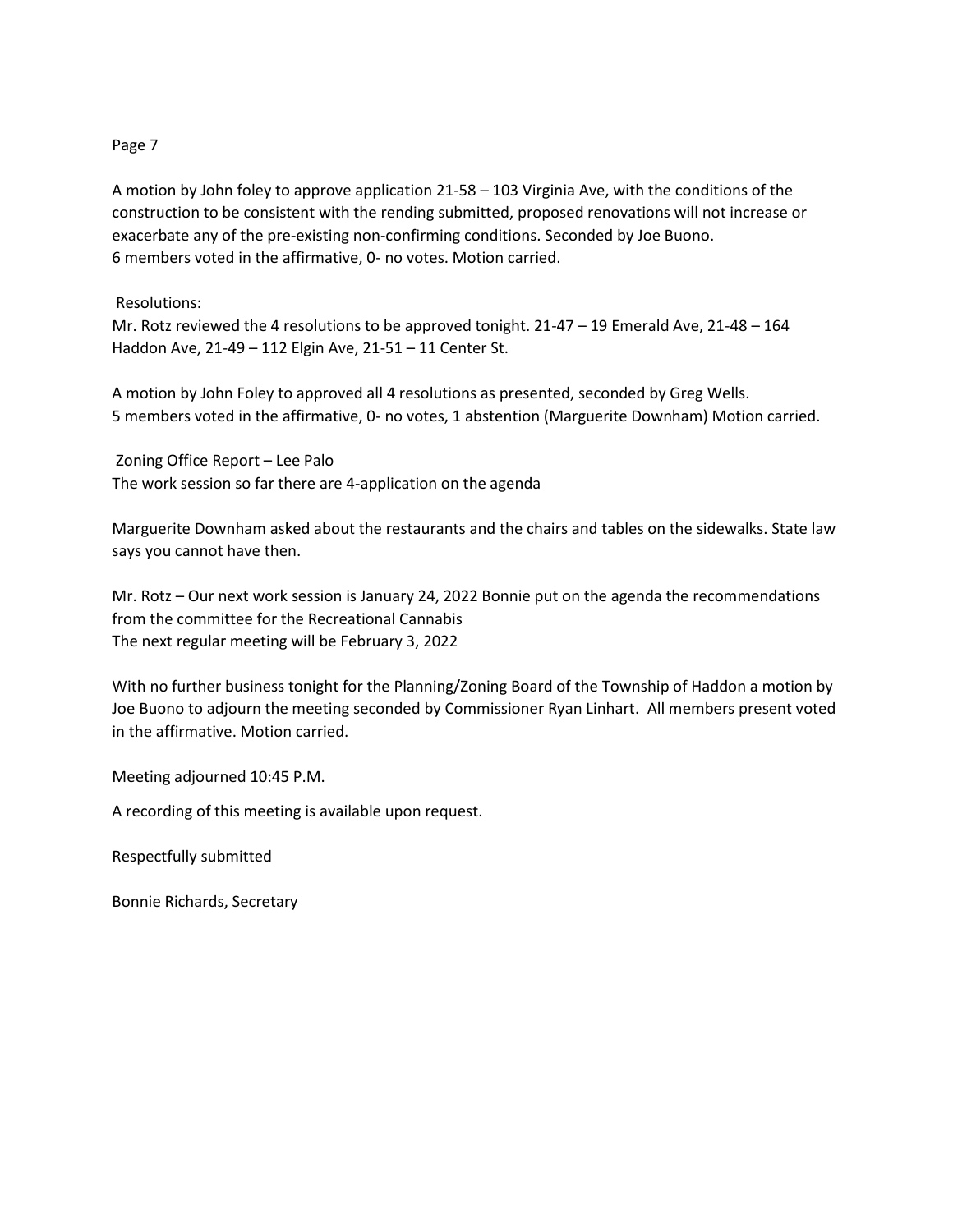A motion by John foley to approve application 21-58 – 103 Virginia Ave, with the conditions of the construction to be consistent with the rending submitted, proposed renovations will not increase or exacerbate any of the pre-existing non-confirming conditions. Seconded by Joe Buono.
6 members voted in the affirmative, 0- no votes. Motion carried.

Resolutions:
Mr. Rotz reviewed the 4 resolutions to be approved tonight. 21-47 – 19 Emerald Ave, 21-48 – 164 Haddon Ave, 21-49 – 112 Elgin Ave, 21-51 – 11 Center St.

A motion by John Foley to approved all 4 resolutions as presented, seconded by Greg Wells.
5 members voted in the affirmative, 0- no votes, 1 abstention (Marguerite Downham) Motion carried.

Zoning Office Report – Lee Palo
The work session so far there are 4-application on the agenda

Marguerite Downham asked about the restaurants and the chairs and tables on the sidewalks. State law says you cannot have then.

Mr. Rotz – Our next work session is January 24, 2022 Bonnie put on the agenda the recommendations from the committee for the Recreational Cannabis
The next regular meeting will be February 3, 2022

With no further business tonight for the Planning/Zoning Board of the Township of Haddon a motion by Joe Buono to adjourn the meeting seconded by Commissioner Ryan Linhart. All members present voted in the affirmative. Motion carried.

Meeting adjourned 10:45 P.M.

A recording of this meeting is available upon request.

Respectfully submitted

Bonnie Richards, Secretary